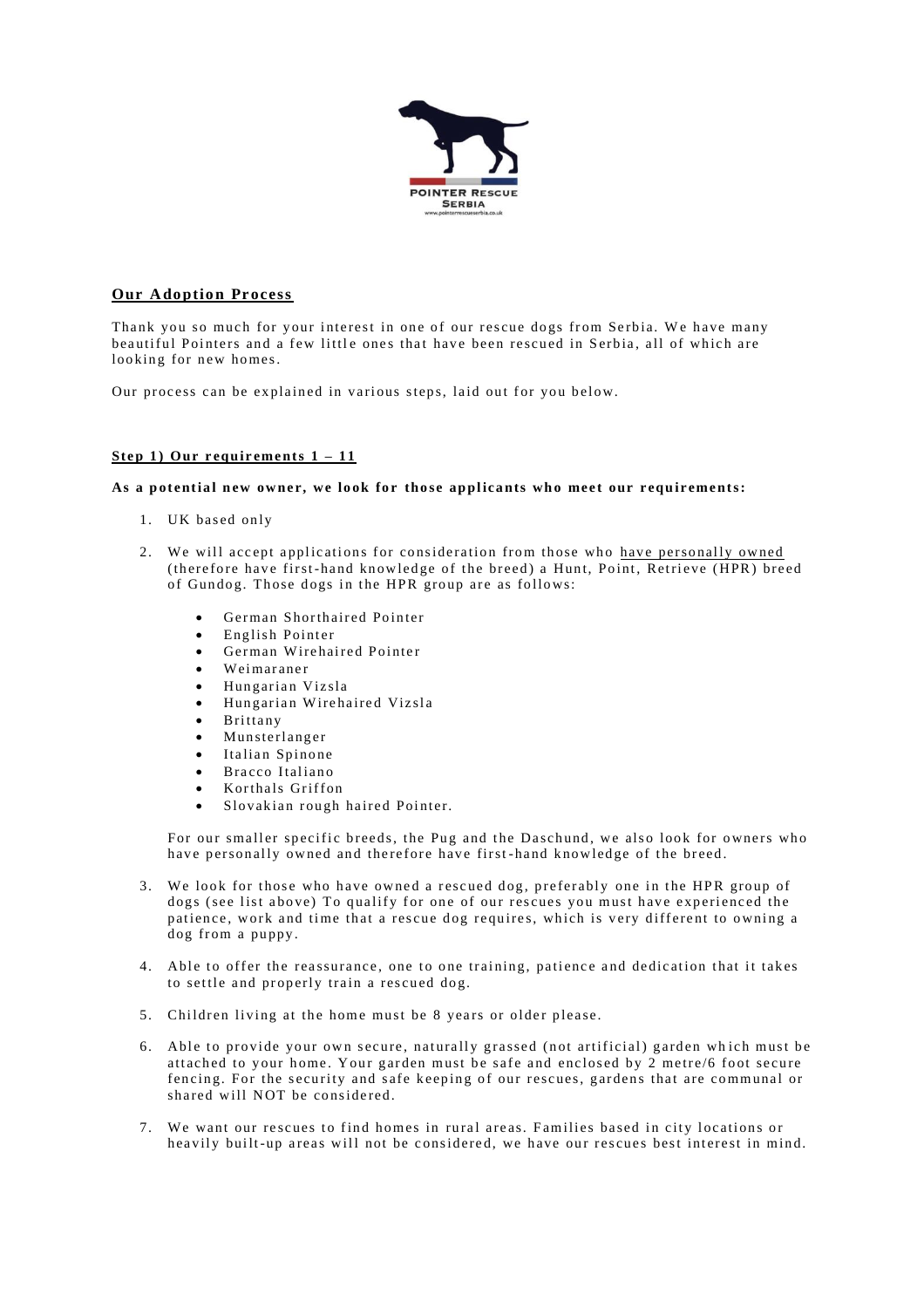## Our Adoption Process

Thank you so much for your interest in one of our rescue dogs from Serbia. We have many beautiful Pointers and a few little ones that have been rescued in Serbia, all of which are looking for new homes.

Our process can be explained in various steps, laid out for you below.

### Step 1) Our requirements 1 – 11

**As a potential new owner, we look for those applicants who meet our requirements:**

1. UK based only

2. We will accept applications for consideration from those who have personally owned (therefore have first-hand knowledge of the breed) a Hunt, Point, Retrieve (HPR) breed of Gundog. Those dogs in the HPR group are as follows:

   - German Shorthaired Pointer
   - English Pointer
   - German Wirehaired Pointer
   - Weimaraner
   - Hungarian Vizsla
   - Hungarian Wirehaired Vizsla
   - Brittany
   - Munsterlanger
   - Italian Spinone
   - Bracco Italiano
   - Korthals Griffon
   - Slovakian rough haired Pointer.

   For our smaller specific breeds, the Pug and the Daschund, we also look for owners who have personally owned and therefore have first-hand knowledge of the breed.

3. We look for those who have owned a rescued dog, preferably one in the HPR group of dogs (see list above) To qualify for one of our rescues you must have experienced the patience, work and time that a rescue dog requires, which is very different to owning a dog from a puppy.

4. Able to offer the reassurance, one to one training, patience and dedication that it takes to settle and properly train a rescued dog.

5. Children living at the home must be 8 years or older please.

6. Able to provide your own secure, naturally grassed (not artificial) garden which must be attached to your home. Your garden must be safe and enclosed by 2 metre/6 foot secure fencing. For the security and safe keeping of our rescues, gardens that are communal or shared will NOT be considered.

7. We want our rescues to find homes in rural areas. Families based in city locations or heavily built-up areas will not be considered, we have our rescues best interest in mind.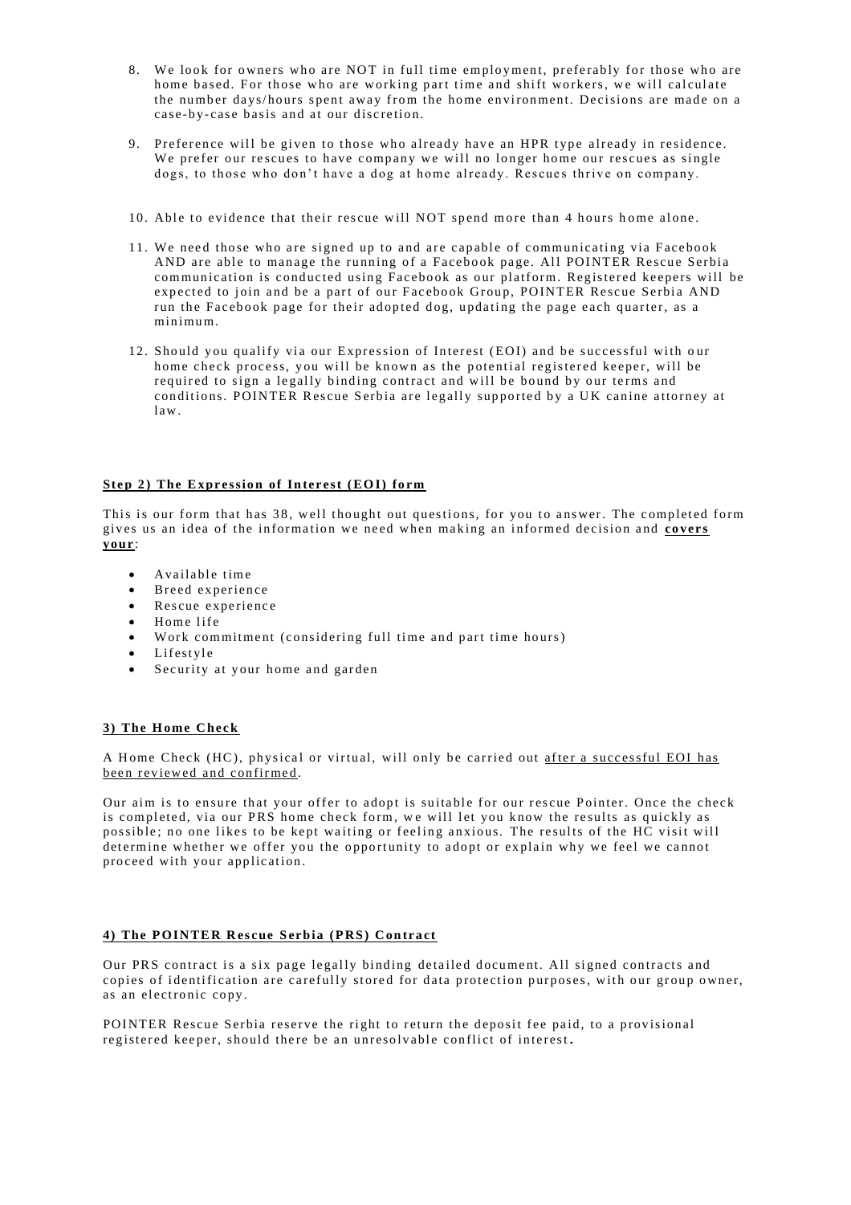8. We look for owners who are NOT in full time employment, preferably for those who are home based. For those who are working part time and shift workers, we will calculate the number days/hours spent away from the home environment. Decisions are made on a case-by-case basis and at our discretion.

9. Preference will be given to those who already have an HPR type already in residence. We prefer our rescues to have company we will no longer home our rescues as single dogs, to those who don't have a dog at home already. Rescues thrive on company.

10. Able to evidence that their rescue will NOT spend more than 4 hours home alone.

11. We need those who are signed up to and are capable of communicating via Facebook AND are able to manage the running of a Facebook page. All POINTER Rescue Serbia communication is conducted using Facebook as our platform. Registered keepers will be expected to join and be a part of our Facebook Group, POINTER Rescue Serbia AND run the Facebook page for their adopted dog, updating the page each quarter, as a minimum.

12. Should you qualify via our Expression of Interest (EOI) and be successful with our home check process, you will be known as the potential registered keeper, will be required to sign a legally binding contract and will be bound by our terms and conditions. POINTER Rescue Serbia are legally supported by a UK canine attorney at law.

## **Step 2) The Expression of Interest (EOI) form**

This is our form that has 38, well thought out questions, for you to answer. The completed form gives us an idea of the information we need when making an informed decision and **covers your**:

- Available time
- Breed experience
- Rescue experience
- Home life
- Work commitment (considering full time and part time hours)
- Lifestyle
- Security at your home and garden

## **3) The Home Check**

A Home Check (HC), physical or virtual, will only be carried out after a successful EOI has been reviewed and confirmed.

Our aim is to ensure that your offer to adopt is suitable for our rescue Pointer. Once the check is completed, via our PRS home check form, we will let you know the results as quickly as possible; no one likes to be kept waiting or feeling anxious. The results of the HC visit will determine whether we offer you the opportunity to adopt or explain why we feel we cannot proceed with your application.

## **4) The POINTER Rescue Serbia (PRS) Contract**

Our PRS contract is a six page legally binding detailed document. All signed contracts and copies of identification are carefully stored for data protection purposes, with our group owner, as an electronic copy.

POINTER Rescue Serbia reserve the right to return the deposit fee paid, to a provisional registered keeper, should there be an unresolvable conflict of interest**.**